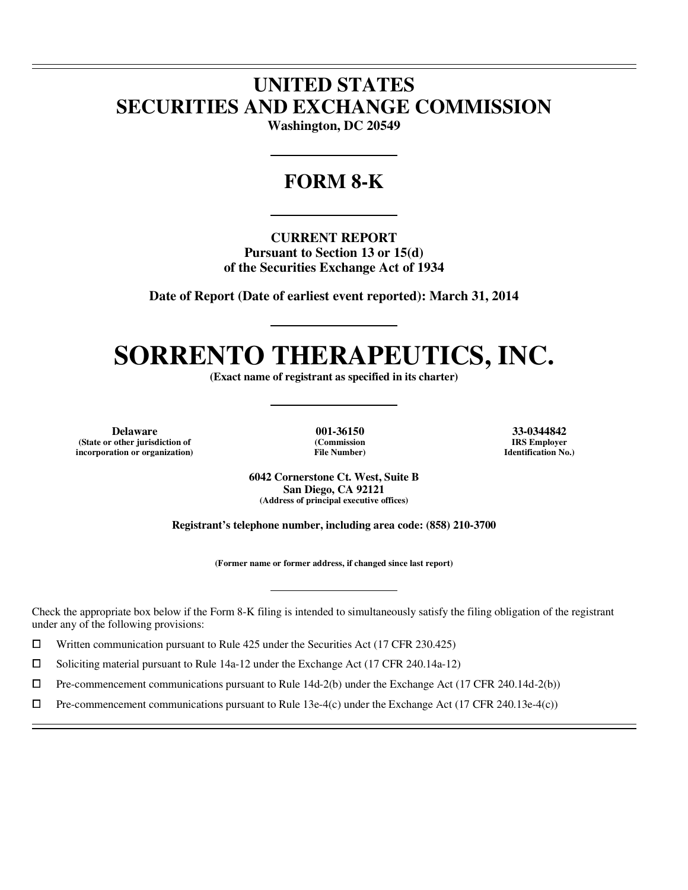# UNITED STATES
# SECURITIES AND EXCHANGE COMMISSION

**Washington, DC 20549**

## FORM 8-K

**CURRENT REPORT**
**Pursuant to Section 13 or 15(d)**
**of the Securities Exchange Act of 1934**

**Date of Report (Date of earliest event reported): March 31, 2014**

# SORRENTO THERAPEUTICS, INC.

**(Exact name of registrant as specified in its charter)**

| Delaware | 001-36150 | 33-0344842 |
|---|---|---|
| (State or other jurisdiction of incorporation or organization) | (Commission File Number) | IRS Employer Identification No.) |

**6042 Cornerstone Ct. West, Suite B**
**San Diego, CA 92121**
**(Address of principal executive offices)**

**Registrant's telephone number, including area code: (858) 210-3700**

**(Former name or former address, if changed since last report)**

Check the appropriate box below if the Form 8-K filing is intended to simultaneously satisfy the filing obligation of the registrant under any of the following provisions:

☐ Written communication pursuant to Rule 425 under the Securities Act (17 CFR 230.425)

☐ Soliciting material pursuant to Rule 14a-12 under the Exchange Act (17 CFR 240.14a-12)

☐ Pre-commencement communications pursuant to Rule 14d-2(b) under the Exchange Act (17 CFR 240.14d-2(b))

☐ Pre-commencement communications pursuant to Rule 13e-4(c) under the Exchange Act (17 CFR 240.13e-4(c))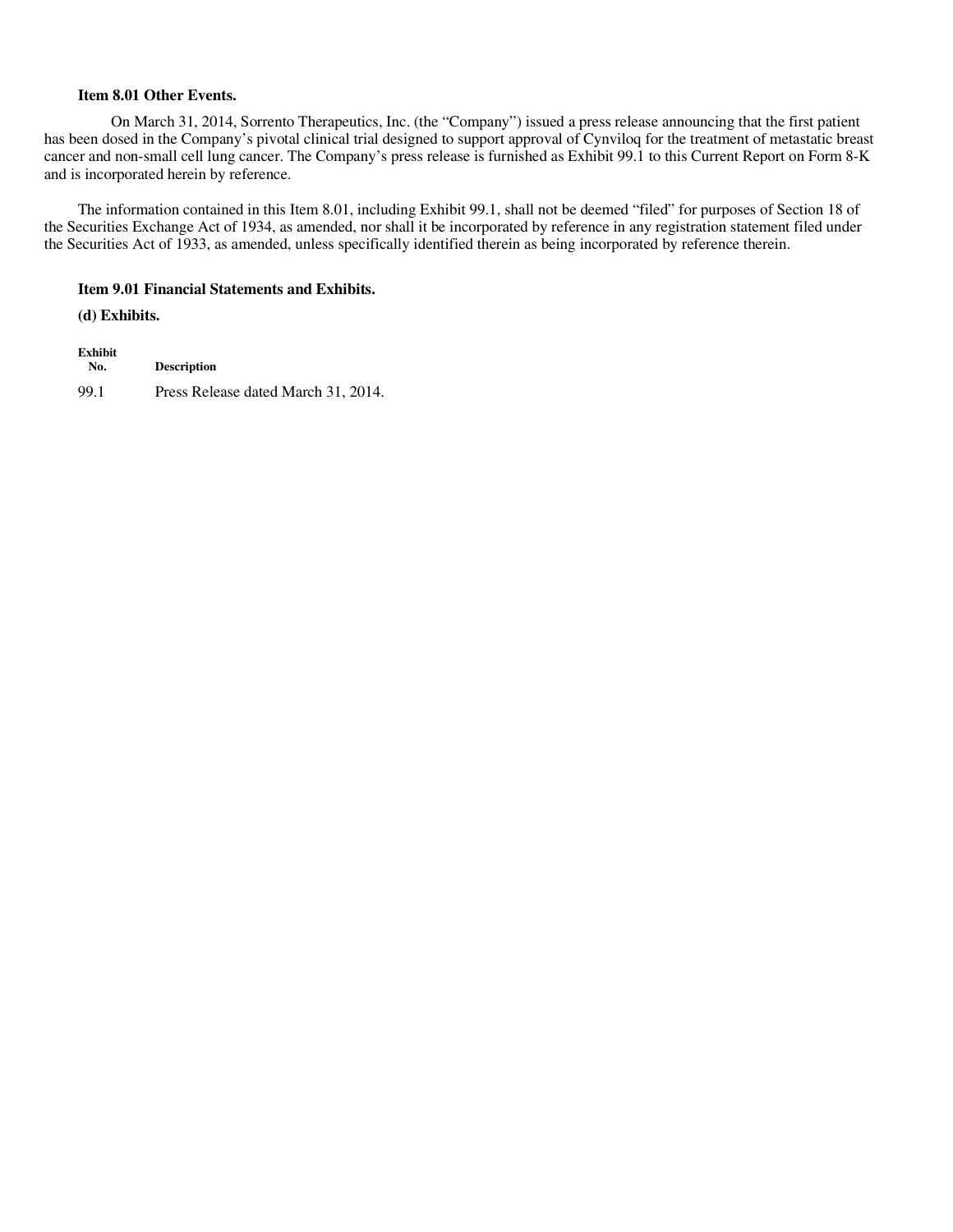**Item 8.01 Other Events.**

On March 31, 2014, Sorrento Therapeutics, Inc. (the "Company") issued a press release announcing that the first patient has been dosed in the Company's pivotal clinical trial designed to support approval of Cynviloq for the treatment of metastatic breast cancer and non-small cell lung cancer. The Company's press release is furnished as Exhibit 99.1 to this Current Report on Form 8-K and is incorporated herein by reference.

The information contained in this Item 8.01, including Exhibit 99.1, shall not be deemed "filed" for purposes of Section 18 of the Securities Exchange Act of 1934, as amended, nor shall it be incorporated by reference in any registration statement filed under the Securities Act of 1933, as amended, unless specifically identified therein as being incorporated by reference therein.

**Item 9.01 Financial Statements and Exhibits.**

**(d) Exhibits.**

| Exhibit No. | Description |
|---|---|
| 99.1 | Press Release dated March 31, 2014. |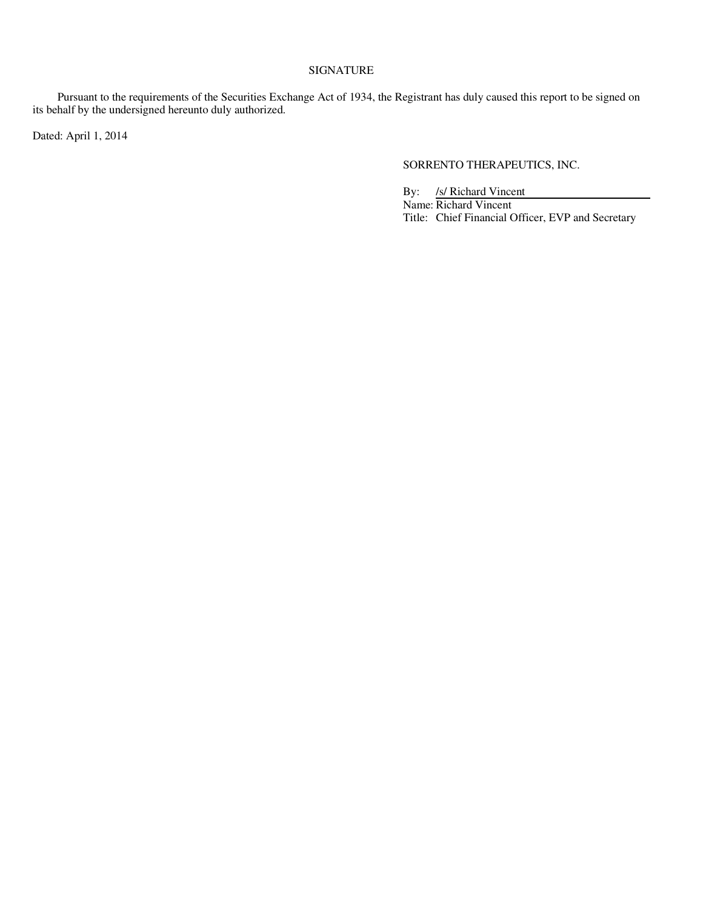SIGNATURE

Pursuant to the requirements of the Securities Exchange Act of 1934, the Registrant has duly caused this report to be signed on its behalf by the undersigned hereunto duly authorized.

Dated: April 1, 2014

SORRENTO THERAPEUTICS, INC.

By: /s/ Richard Vincent
Name: Richard Vincent
Title: Chief Financial Officer, EVP and Secretary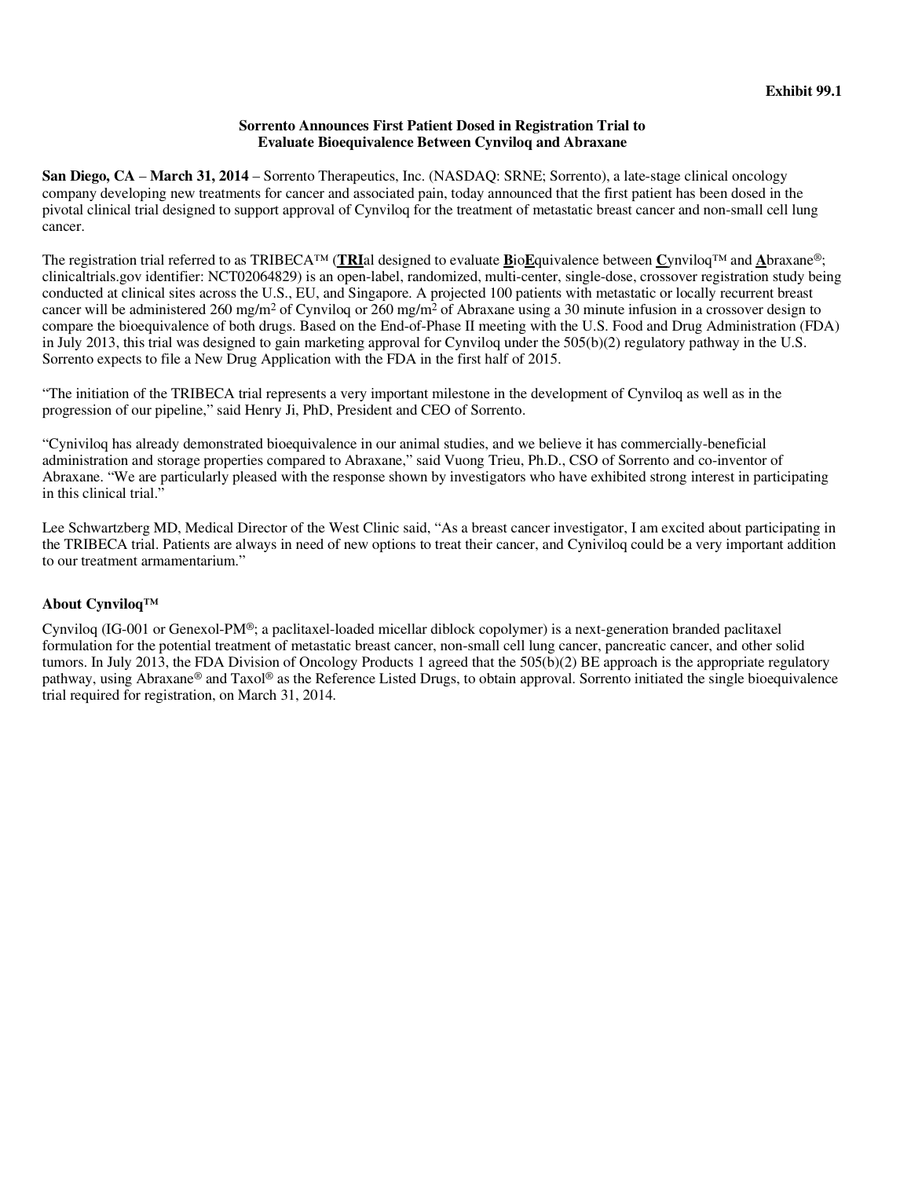**Exhibit 99.1**

**Sorrento Announces First Patient Dosed in Registration Trial to Evaluate Bioequivalence Between Cynviloq and Abraxane**

**San Diego, CA** – **March 31, 2014** – Sorrento Therapeutics, Inc. (NASDAQ: SRNE; Sorrento), a late-stage clinical oncology company developing new treatments for cancer and associated pain, today announced that the first patient has been dosed in the pivotal clinical trial designed to support approval of Cynviloq for the treatment of metastatic breast cancer and non-small cell lung cancer.

The registration trial referred to as TRIBECA™ (**TRI**al designed to evaluate **B**io**E**quivalence between **C**ynviloq™ and **A**braxane®; clinicaltrials.gov identifier: NCT02064829) is an open-label, randomized, multi-center, single-dose, crossover registration study being conducted at clinical sites across the U.S., EU, and Singapore. A projected 100 patients with metastatic or locally recurrent breast cancer will be administered 260 mg/m$^2$ of Cynviloq or 260 mg/m$^2$ of Abraxane using a 30 minute infusion in a crossover design to compare the bioequivalence of both drugs. Based on the End-of-Phase II meeting with the U.S. Food and Drug Administration (FDA) in July 2013, this trial was designed to gain marketing approval for Cynviloq under the 505(b)(2) regulatory pathway in the U.S. Sorrento expects to file a New Drug Application with the FDA in the first half of 2015.

"The initiation of the TRIBECA trial represents a very important milestone in the development of Cynviloq as well as in the progression of our pipeline," said Henry Ji, PhD, President and CEO of Sorrento.

"Cyniviloq has already demonstrated bioequivalence in our animal studies, and we believe it has commercially-beneficial administration and storage properties compared to Abraxane," said Vuong Trieu, Ph.D., CSO of Sorrento and co-inventor of Abraxane. "We are particularly pleased with the response shown by investigators who have exhibited strong interest in participating in this clinical trial."

Lee Schwartzberg MD, Medical Director of the West Clinic said, "As a breast cancer investigator, I am excited about participating in the TRIBECA trial. Patients are always in need of new options to treat their cancer, and Cyniviloq could be a very important addition to our treatment armamentarium."

**About Cynviloq™**

Cynviloq (IG-001 or Genexol-PM®; a paclitaxel-loaded micellar diblock copolymer) is a next-generation branded paclitaxel formulation for the potential treatment of metastatic breast cancer, non-small cell lung cancer, pancreatic cancer, and other solid tumors. In July 2013, the FDA Division of Oncology Products 1 agreed that the 505(b)(2) BE approach is the appropriate regulatory pathway, using Abraxane® and Taxol® as the Reference Listed Drugs, to obtain approval. Sorrento initiated the single bioequivalence trial required for registration, on March 31, 2014.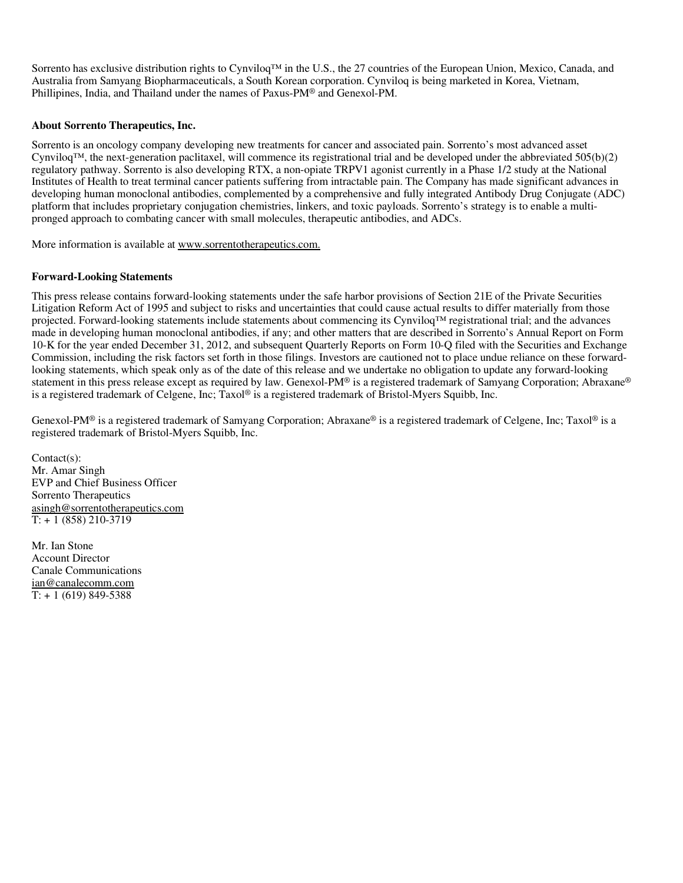Sorrento has exclusive distribution rights to Cynviloq™ in the U.S., the 27 countries of the European Union, Mexico, Canada, and Australia from Samyang Biopharmaceuticals, a South Korean corporation. Cynviloq is being marketed in Korea, Vietnam, Phillipines, India, and Thailand under the names of Paxus-PM® and Genexol-PM.

**About Sorrento Therapeutics, Inc.**

Sorrento is an oncology company developing new treatments for cancer and associated pain. Sorrento's most advanced asset Cynviloq™, the next-generation paclitaxel, will commence its registrational trial and be developed under the abbreviated 505(b)(2) regulatory pathway. Sorrento is also developing RTX, a non-opiate TRPV1 agonist currently in a Phase 1/2 study at the National Institutes of Health to treat terminal cancer patients suffering from intractable pain. The Company has made significant advances in developing human monoclonal antibodies, complemented by a comprehensive and fully integrated Antibody Drug Conjugate (ADC) platform that includes proprietary conjugation chemistries, linkers, and toxic payloads. Sorrento's strategy is to enable a multi-pronged approach to combating cancer with small molecules, therapeutic antibodies, and ADCs.

More information is available at www.sorrentotherapeutics.com.

**Forward-Looking Statements**

This press release contains forward-looking statements under the safe harbor provisions of Section 21E of the Private Securities Litigation Reform Act of 1995 and subject to risks and uncertainties that could cause actual results to differ materially from those projected. Forward-looking statements include statements about commencing its Cynviloq™ registrational trial; and the advances made in developing human monoclonal antibodies, if any; and other matters that are described in Sorrento's Annual Report on Form 10-K for the year ended December 31, 2012, and subsequent Quarterly Reports on Form 10-Q filed with the Securities and Exchange Commission, including the risk factors set forth in those filings. Investors are cautioned not to place undue reliance on these forward-looking statements, which speak only as of the date of this release and we undertake no obligation to update any forward-looking statement in this press release except as required by law. Genexol-PM® is a registered trademark of Samyang Corporation; Abraxane® is a registered trademark of Celgene, Inc; Taxol® is a registered trademark of Bristol-Myers Squibb, Inc.

Genexol-PM® is a registered trademark of Samyang Corporation; Abraxane® is a registered trademark of Celgene, Inc; Taxol® is a registered trademark of Bristol-Myers Squibb, Inc.

Contact(s):
Mr. Amar Singh
EVP and Chief Business Officer
Sorrento Therapeutics
asingh@sorrentotherapeutics.com
T: + 1 (858) 210-3719

Mr. Ian Stone
Account Director
Canale Communications
ian@canalecomm.com
T: + 1 (619) 849-5388